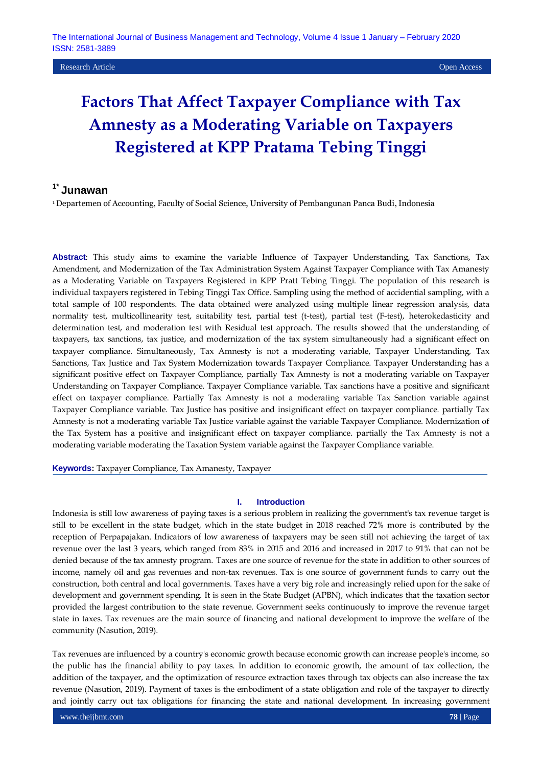Research Article

Open Access

# Factors That Affect Taxpayer Compliance with Tax Amnesty as a Moderating Variable on Taxpayers Registered at KPP Pratama Tebing Tinggi

## [1*] Junawan

[1] Departemen of Accounting, Faculty of Social Science, University of Pembangunan Panca Budi, Indonesia

**Abstract**: This study aims to examine the variable Influence of Taxpayer Understanding, Tax Sanctions, Tax Amendment, and Modernization of the Tax Administration System Against Taxpayer Compliance with Tax Amanesty as a Moderating Variable on Taxpayers Registered in KPP Pratt Tebing Tinggi. The population of this research is individual taxpayers registered in Tebing Tinggi Tax Office. Sampling using the method of accidential sampling, with a total sample of 100 respondents. The data obtained were analyzed using multiple linear regression analysis, data normality test, multicollinearity test, suitability test, partial test (t-test), partial test (F-test), heterokedasticity and determination test, and moderation test with Residual test approach. The results showed that the understanding of taxpayers, tax sanctions, tax justice, and modernization of the tax system simultaneously had a significant effect on taxpayer compliance. Simultaneously, Tax Amnesty is not a moderating variable, Taxpayer Understanding, Tax Sanctions, Tax Justice and Tax System Modernization towards Taxpayer Compliance. Taxpayer Understanding has a significant positive effect on Taxpayer Compliance, partially Tax Amnesty is not a moderating variable on Taxpayer Understanding on Taxpayer Compliance. Taxpayer Compliance variable. Tax sanctions have a positive and significant effect on taxpayer compliance. Partially Tax Amnesty is not a moderating variable Tax Sanction variable against Taxpayer Compliance variable. Tax Justice has positive and insignificant effect on taxpayer compliance. partially Tax Amnesty is not a moderating variable Tax Justice variable against the variable Taxpayer Compliance. Modernization of the Tax System has a positive and insignificant effect on taxpayer compliance. partially the Tax Amnesty is not a moderating variable moderating the Taxation System variable against the Taxpayer Compliance variable.

**Keywords:** Taxpayer Compliance, Tax Amanesty, Taxpayer

## I. Introduction

Indonesia is still low awareness of paying taxes is a serious problem in realizing the government's tax revenue target is still to be excellent in the state budget, which in the state budget in 2018 reached 72% more is contributed by the reception of Perpapajakan. Indicators of low awareness of taxpayers may be seen still not achieving the target of tax revenue over the last 3 years, which ranged from 83% in 2015 and 2016 and increased in 2017 to 91% that can not be denied because of the tax amnesty program. Taxes are one source of revenue for the state in addition to other sources of income, namely oil and gas revenues and non-tax revenues. Tax is one source of government funds to carry out the construction, both central and local governments. Taxes have a very big role and increasingly relied upon for the sake of development and government spending. It is seen in the State Budget (APBN), which indicates that the taxation sector provided the largest contribution to the state revenue. Government seeks continuously to improve the revenue target state in taxes. Tax revenues are the main source of financing and national development to improve the welfare of the community (Nasution, 2019).

Tax revenues are influenced by a country's economic growth because economic growth can increase people's income, so the public has the financial ability to pay taxes. In addition to economic growth, the amount of tax collection, the addition of the taxpayer, and the optimization of resource extraction taxes through tax objects can also increase the tax revenue (Nasution, 2019). Payment of taxes is the embodiment of a state obligation and role of the taxpayer to directly and jointly carry out tax obligations for financing the state and national development. In increasing government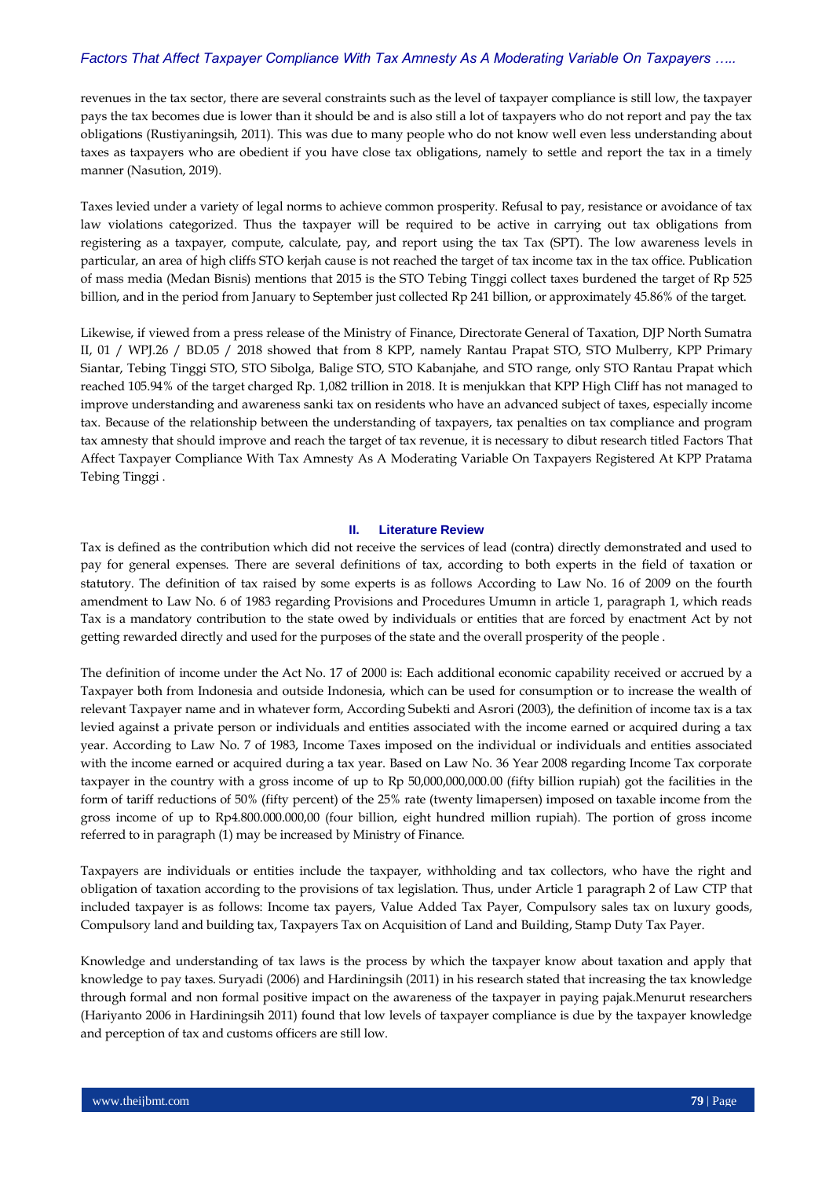revenues in the tax sector, there are several constraints such as the level of taxpayer compliance is still low, the taxpayer pays the tax becomes due is lower than it should be and is also still a lot of taxpayers who do not report and pay the tax obligations (Rustiyaningsih, 2011). This was due to many people who do not know well even less understanding about taxes as taxpayers who are obedient if you have close tax obligations, namely to settle and report the tax in a timely manner (Nasution, 2019).

Taxes levied under a variety of legal norms to achieve common prosperity. Refusal to pay, resistance or avoidance of tax law violations categorized. Thus the taxpayer will be required to be active in carrying out tax obligations from registering as a taxpayer, compute, calculate, pay, and report using the tax Tax (SPT). The low awareness levels in particular, an area of high cliffs STO kerjah cause is not reached the target of tax income tax in the tax office. Publication of mass media (Medan Bisnis) mentions that 2015 is the STO Tebing Tinggi collect taxes burdened the target of Rp 525 billion, and in the period from January to September just collected Rp 241 billion, or approximately 45.86% of the target.

Likewise, if viewed from a press release of the Ministry of Finance, Directorate General of Taxation, DJP North Sumatra II, 01 / WPJ.26 / BD.05 / 2018 showed that from 8 KPP, namely Rantau Prapat STO, STO Mulberry, KPP Primary Siantar, Tebing Tinggi STO, STO Sibolga, Balige STO, STO Kabanjahe, and STO range, only STO Rantau Prapat which reached 105.94% of the target charged Rp. 1,082 trillion in 2018. It is menjukkan that KPP High Cliff has not managed to improve understanding and awareness sanki tax on residents who have an advanced subject of taxes, especially income tax. Because of the relationship between the understanding of taxpayers, tax penalties on tax compliance and program tax amnesty that should improve and reach the target of tax revenue, it is necessary to dibut research titled Factors That Affect Taxpayer Compliance With Tax Amnesty As A Moderating Variable On Taxpayers Registered At KPP Pratama Tebing Tinggi .

## II. Literature Review

Tax is defined as the contribution which did not receive the services of lead (contra) directly demonstrated and used to pay for general expenses. There are several definitions of tax, according to both experts in the field of taxation or statutory. The definition of tax raised by some experts is as follows According to Law No. 16 of 2009 on the fourth amendment to Law No. 6 of 1983 regarding Provisions and Procedures Umumn in article 1, paragraph 1, which reads Tax is a mandatory contribution to the state owed by individuals or entities that are forced by enactment Act by not getting rewarded directly and used for the purposes of the state and the overall prosperity of the people .

The definition of income under the Act No. 17 of 2000 is: Each additional economic capability received or accrued by a Taxpayer both from Indonesia and outside Indonesia, which can be used for consumption or to increase the wealth of relevant Taxpayer name and in whatever form, According Subekti and Asrori (2003), the definition of income tax is a tax levied against a private person or individuals and entities associated with the income earned or acquired during a tax year. According to Law No. 7 of 1983, Income Taxes imposed on the individual or individuals and entities associated with the income earned or acquired during a tax year. Based on Law No. 36 Year 2008 regarding Income Tax corporate taxpayer in the country with a gross income of up to Rp 50,000,000,000.00 (fifty billion rupiah) got the facilities in the form of tariff reductions of 50% (fifty percent) of the 25% rate (twenty limapersen) imposed on taxable income from the gross income of up to Rp4.800.000.000,00 (four billion, eight hundred million rupiah). The portion of gross income referred to in paragraph (1) may be increased by Ministry of Finance.

Taxpayers are individuals or entities include the taxpayer, withholding and tax collectors, who have the right and obligation of taxation according to the provisions of tax legislation. Thus, under Article 1 paragraph 2 of Law CTP that included taxpayer is as follows: Income tax payers, Value Added Tax Payer, Compulsory sales tax on luxury goods, Compulsory land and building tax, Taxpayers Tax on Acquisition of Land and Building, Stamp Duty Tax Payer.

Knowledge and understanding of tax laws is the process by which the taxpayer know about taxation and apply that knowledge to pay taxes. Suryadi (2006) and Hardiningsih (2011) in his research stated that increasing the tax knowledge through formal and non formal positive impact on the awareness of the taxpayer in paying pajak.Menurut researchers (Hariyanto 2006 in Hardiningsih 2011) found that low levels of taxpayer compliance is due by the taxpayer knowledge and perception of tax and customs officers are still low.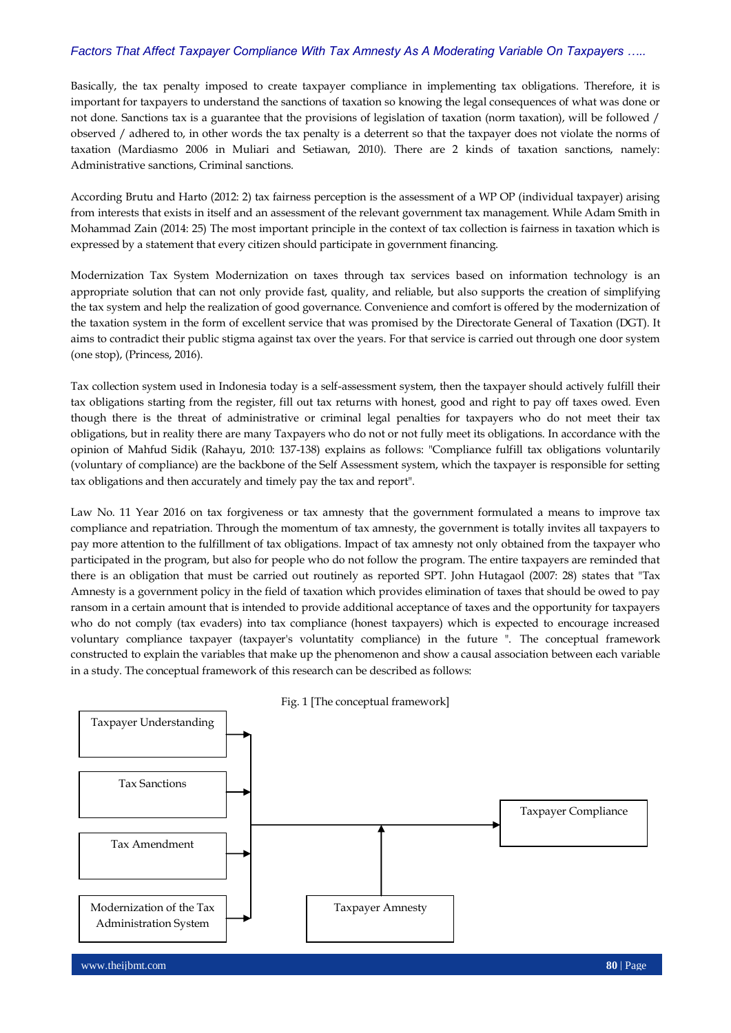Basically, the tax penalty imposed to create taxpayer compliance in implementing tax obligations. Therefore, it is important for taxpayers to understand the sanctions of taxation so knowing the legal consequences of what was done or not done. Sanctions tax is a guarantee that the provisions of legislation of taxation (norm taxation), will be followed / observed / adhered to, in other words the tax penalty is a deterrent so that the taxpayer does not violate the norms of taxation (Mardiasmo 2006 in Muliari and Setiawan, 2010). There are 2 kinds of taxation sanctions, namely: Administrative sanctions, Criminal sanctions.

According Brutu and Harto (2012: 2) tax fairness perception is the assessment of a WP OP (individual taxpayer) arising from interests that exists in itself and an assessment of the relevant government tax management. While Adam Smith in Mohammad Zain (2014: 25) The most important principle in the context of tax collection is fairness in taxation which is expressed by a statement that every citizen should participate in government financing.

Modernization Tax System Modernization on taxes through tax services based on information technology is an appropriate solution that can not only provide fast, quality, and reliable, but also supports the creation of simplifying the tax system and help the realization of good governance. Convenience and comfort is offered by the modernization of the taxation system in the form of excellent service that was promised by the Directorate General of Taxation (DGT). It aims to contradict their public stigma against tax over the years. For that service is carried out through one door system (one stop), (Princess, 2016).

Tax collection system used in Indonesia today is a self-assessment system, then the taxpayer should actively fulfill their tax obligations starting from the register, fill out tax returns with honest, good and right to pay off taxes owed. Even though there is the threat of administrative or criminal legal penalties for taxpayers who do not meet their tax obligations, but in reality there are many Taxpayers who do not or not fully meet its obligations. In accordance with the opinion of Mahfud Sidik (Rahayu, 2010: 137-138) explains as follows: "Compliance fulfill tax obligations voluntarily (voluntary of compliance) are the backbone of the Self Assessment system, which the taxpayer is responsible for setting tax obligations and then accurately and timely pay the tax and report".

Law No. 11 Year 2016 on tax forgiveness or tax amnesty that the government formulated a means to improve tax compliance and repatriation. Through the momentum of tax amnesty, the government is totally invites all taxpayers to pay more attention to the fulfillment of tax obligations. Impact of tax amnesty not only obtained from the taxpayer who participated in the program, but also for people who do not follow the program. The entire taxpayers are reminded that there is an obligation that must be carried out routinely as reported SPT. John Hutagaol (2007: 28) states that "Tax Amnesty is a government policy in the field of taxation which provides elimination of taxes that should be owed to pay ransom in a certain amount that is intended to provide additional acceptance of taxes and the opportunity for taxpayers who do not comply (tax evaders) into tax compliance (honest taxpayers) which is expected to encourage increased voluntary compliance taxpayer (taxpayer's voluntatity compliance) in the future ". The conceptual framework constructed to explain the variables that make up the phenomenon and show a causal association between each variable in a study. The conceptual framework of this research can be described as follows:

Fig. 1 [The conceptual framework]

```
Taxpayer Understanding ──────────┐
                                 │
Tax Sanctions ───────────────────┤
                                 ├──────────────────────► Taxpayer Compliance
Tax Amendment ───────────────────┤          ▲
                                 │          │
Modernization of the Tax ────────┘   Taxpayer Amnesty
Administration System
```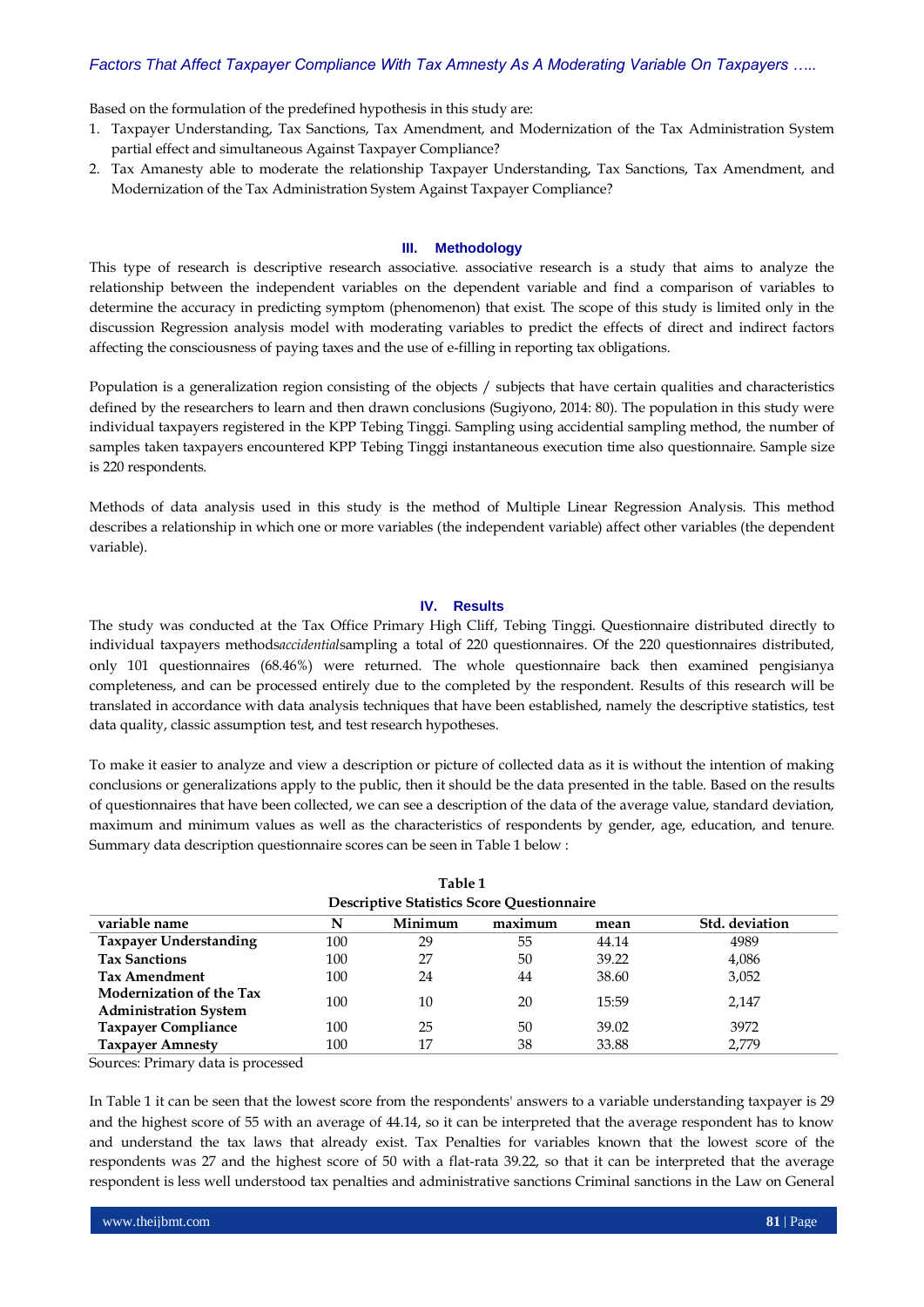Based on the formulation of the predefined hypothesis in this study are:

1. Taxpayer Understanding, Tax Sanctions, Tax Amendment, and Modernization of the Tax Administration System partial effect and simultaneous Against Taxpayer Compliance?
2. Tax Amanesty able to moderate the relationship Taxpayer Understanding, Tax Sanctions, Tax Amendment, and Modernization of the Tax Administration System Against Taxpayer Compliance?

## III. Methodology

This type of research is descriptive research associative. associative research is a study that aims to analyze the relationship between the independent variables on the dependent variable and find a comparison of variables to determine the accuracy in predicting symptom (phenomenon) that exist. The scope of this study is limited only in the discussion Regression analysis model with moderating variables to predict the effects of direct and indirect factors affecting the consciousness of paying taxes and the use of e-filling in reporting tax obligations.

Population is a generalization region consisting of the objects / subjects that have certain qualities and characteristics defined by the researchers to learn and then drawn conclusions (Sugiyono, 2014: 80). The population in this study were individual taxpayers registered in the KPP Tebing Tinggi. Sampling using accidential sampling method, the number of samples taken taxpayers encountered KPP Tebing Tinggi instantaneous execution time also questionnaire. Sample size is 220 respondents.

Methods of data analysis used in this study is the method of Multiple Linear Regression Analysis. This method describes a relationship in which one or more variables (the independent variable) affect other variables (the dependent variable).

## IV. Results

The study was conducted at the Tax Office Primary High Cliff, Tebing Tinggi. Questionnaire distributed directly to individual taxpayers methods*accidential*sampling a total of 220 questionnaires. Of the 220 questionnaires distributed, only 101 questionnaires (68.46%) were returned. The whole questionnaire back then examined pengisianya completeness, and can be processed entirely due to the completed by the respondent. Results of this research will be translated in accordance with data analysis techniques that have been established, namely the descriptive statistics, test data quality, classic assumption test, and test research hypotheses.

To make it easier to analyze and view a description or picture of collected data as it is without the intention of making conclusions or generalizations apply to the public, then it should be the data presented in the table. Based on the results of questionnaires that have been collected, we can see a description of the data of the average value, standard deviation, maximum and minimum values as well as the characteristics of respondents by gender, age, education, and tenure. Summary data description questionnaire scores can be seen in Table 1 below :

**Table 1**
**Descriptive Statistics Score Questionnaire**

| variable name | N | Minimum | maximum | mean | Std. deviation |
|---|---|---|---|---|---|
| **Taxpayer Understanding** | 100 | 29 | 55 | 44.14 | 4989 |
| **Tax Sanctions** | 100 | 27 | 50 | 39.22 | 4,086 |
| **Tax Amendment** | 100 | 24 | 44 | 38.60 | 3,052 |
| **Modernization of the Tax Administration System** | 100 | 10 | 20 | 15:59 | 2,147 |
| **Taxpayer Compliance** | 100 | 25 | 50 | 39.02 | 3972 |
| **Taxpayer Amnesty** | 100 | 17 | 38 | 33.88 | 2,779 |

Sources: Primary data is processed

In Table 1 it can be seen that the lowest score from the respondents' answers to a variable understanding taxpayer is 29 and the highest score of 55 with an average of 44.14, so it can be interpreted that the average respondent has to know and understand the tax laws that already exist. Tax Penalties for variables known that the lowest score of the respondents was 27 and the highest score of 50 with a flat-rata 39.22, so that it can be interpreted that the average respondent is less well understood tax penalties and administrative sanctions Criminal sanctions in the Law on General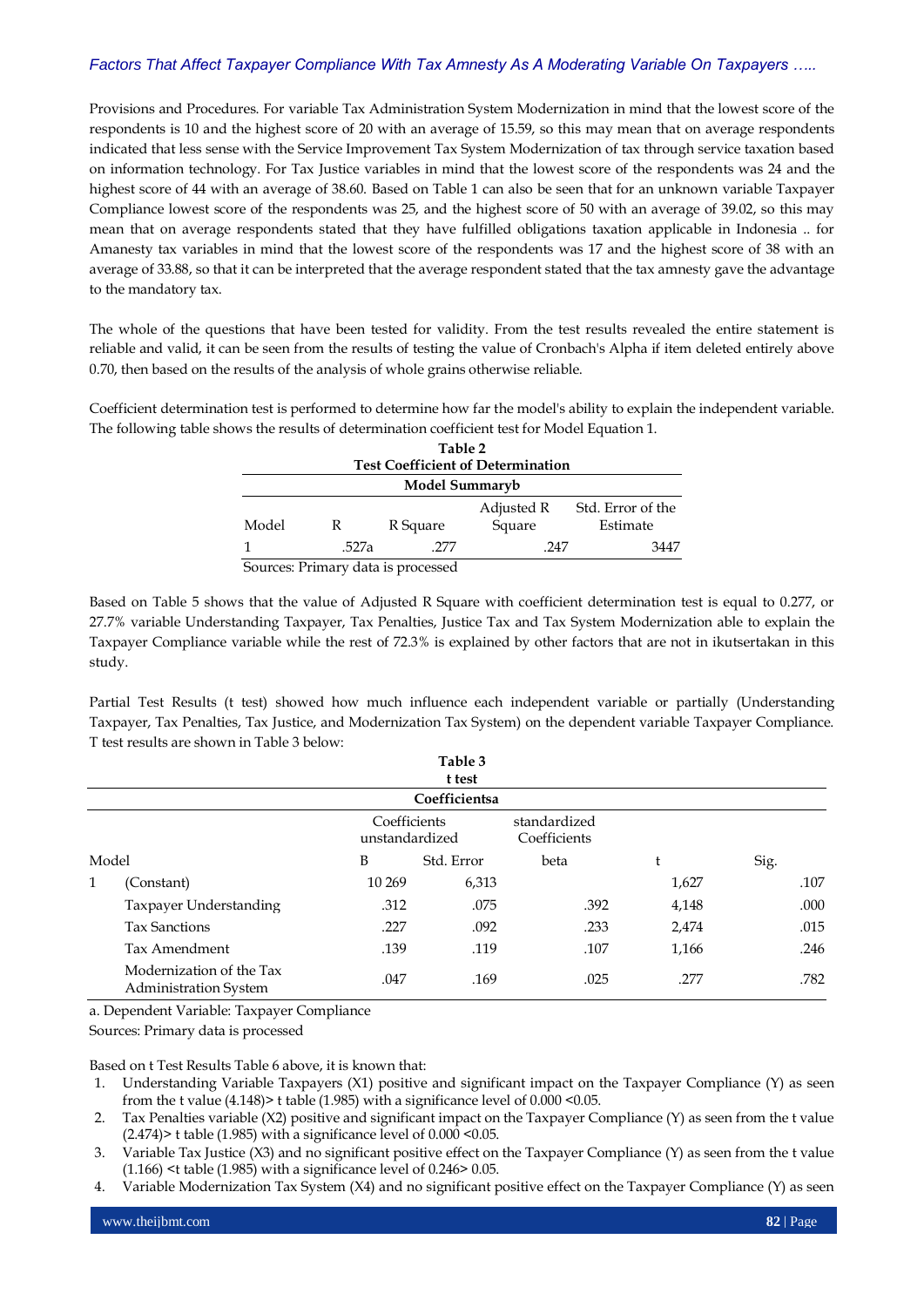Provisions and Procedures. For variable Tax Administration System Modernization in mind that the lowest score of the respondents is 10 and the highest score of 20 with an average of 15.59, so this may mean that on average respondents indicated that less sense with the Service Improvement Tax System Modernization of tax through service taxation based on information technology. For Tax Justice variables in mind that the lowest score of the respondents was 24 and the highest score of 44 with an average of 38.60. Based on Table 1 can also be seen that for an unknown variable Taxpayer Compliance lowest score of the respondents was 25, and the highest score of 50 with an average of 39.02, so this may mean that on average respondents stated that they have fulfilled obligations taxation applicable in Indonesia .. for Amanesty tax variables in mind that the lowest score of the respondents was 17 and the highest score of 38 with an average of 33.88, so that it can be interpreted that the average respondent stated that the tax amnesty gave the advantage to the mandatory tax.

The whole of the questions that have been tested for validity. From the test results revealed the entire statement is reliable and valid, it can be seen from the results of testing the value of Cronbach's Alpha if item deleted entirely above 0.70, then based on the results of the analysis of whole grains otherwise reliable.

Coefficient determination test is performed to determine how far the model's ability to explain the independent variable. The following table shows the results of determination coefficient test for Model Equation 1.

**Table 2**
**Test Coefficient of Determination**

**Model Summaryb**

| Model | R | R Square | Adjusted R Square | Std. Error of the Estimate |
|---|---|---|---|---|
| 1 | .527a | .277 | .247 | 3447 |

Sources: Primary data is processed

Based on Table 5 shows that the value of Adjusted R Square with coefficient determination test is equal to 0.277, or 27.7% variable Understanding Taxpayer, Tax Penalties, Justice Tax and Tax System Modernization able to explain the Taxpayer Compliance variable while the rest of 72.3% is explained by other factors that are not in ikutsertakan in this study.

Partial Test Results (t test) showed how much influence each independent variable or partially (Understanding Taxpayer, Tax Penalties, Tax Justice, and Modernization Tax System) on the dependent variable Taxpayer Compliance. T test results are shown in Table 3 below:

**Table 3**
**t test**

**Coefficientsa**

| Model | | Coefficients unstandardized | | standardized Coefficients | | |
|---|---|---|---|---|---|---|
| | | B | Std. Error | beta | t | Sig. |
| 1 | (Constant) | 10 269 | 6,313 | | 1,627 | .107 |
| | Taxpayer Understanding | .312 | .075 | .392 | 4,148 | .000 |
| | Tax Sanctions | .227 | .092 | .233 | 2,474 | .015 |
| | Tax Amendment | .139 | .119 | .107 | 1,166 | .246 |
| | Modernization of the Tax Administration System | .047 | .169 | .025 | .277 | .782 |

a. Dependent Variable: Taxpayer Compliance

Sources: Primary data is processed

Based on t Test Results Table 6 above, it is known that:

1. Understanding Variable Taxpayers (X1) positive and significant impact on the Taxpayer Compliance (Y) as seen from the t value (4.148)> t table (1.985) with a significance level of 0.000 <0.05.
2. Tax Penalties variable (X2) positive and significant impact on the Taxpayer Compliance (Y) as seen from the t value (2.474)> t table (1.985) with a significance level of 0.000 <0.05.
3. Variable Tax Justice (X3) and no significant positive effect on the Taxpayer Compliance (Y) as seen from the t value (1.166) <t table (1.985) with a significance level of 0.246> 0.05.
4. Variable Modernization Tax System (X4) and no significant positive effect on the Taxpayer Compliance (Y) as seen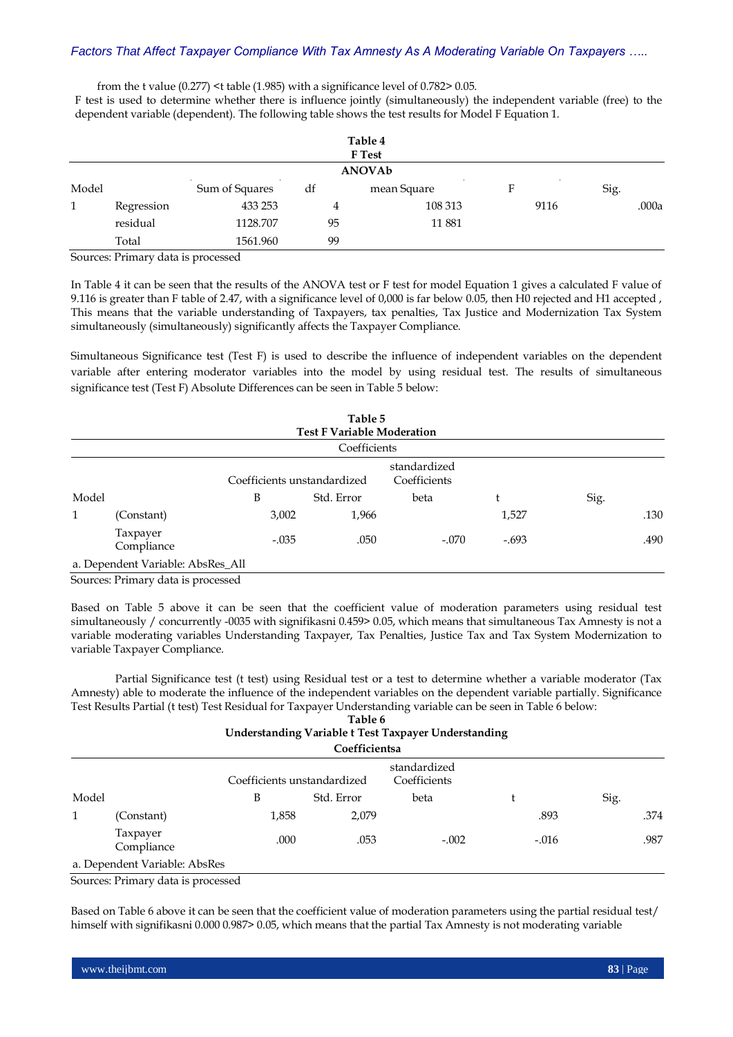from the t value (0.277) <t table (1.985) with a significance level of 0.782> 0.05.

F test is used to determine whether there is influence jointly (simultaneously) the independent variable (free) to the dependent variable (dependent). The following table shows the test results for Model F Equation 1.

**Table 4**
**F Test**

| ANOVAb | | | | | | |
|---|---|---|---|---|---|---|
| Model | | Sum of Squares | df | mean Square | F | Sig. |
| 1 | Regression | 433 253 | 4 | 108 313 | 9116 | .000a |
| | residual | 1128.707 | 95 | 11 881 | | |
| | Total | 1561.960 | 99 | | | |

Sources: Primary data is processed

In Table 4 it can be seen that the results of the ANOVA test or F test for model Equation 1 gives a calculated F value of 9.116 is greater than F table of 2.47, with a significance level of 0,000 is far below 0.05, then H0 rejected and H1 accepted , This means that the variable understanding of Taxpayers, tax penalties, Tax Justice and Modernization Tax System simultaneously (simultaneously) significantly affects the Taxpayer Compliance.

Simultaneous Significance test (Test F) is used to describe the influence of independent variables on the dependent variable after entering moderator variables into the model by using residual test. The results of simultaneous significance test (Test F) Absolute Differences can be seen in Table 5 below:

**Table 5**
**Test F Variable Moderation**

| Coefficients | | | | | | |
|---|---|---|---|---|---|---|
| | | Coefficients unstandardized | | standardized Coefficients | | |
| Model | | B | Std. Error | beta | t | Sig. |
| 1 | (Constant) | 3,002 | 1,966 | | 1,527 | .130 |
| | Taxpayer Compliance | -.035 | .050 | -.070 | -.693 | .490 |
| a. Dependent Variable: AbsRes_All | | | | | | |

Sources: Primary data is processed

Based on Table 5 above it can be seen that the coefficient value of moderation parameters using residual test simultaneously / concurrently -0035 with signifikasni 0.459> 0.05, which means that simultaneous Tax Amnesty is not a variable moderating variables Understanding Taxpayer, Tax Penalties, Justice Tax and Tax System Modernization to variable Taxpayer Compliance.

Partial Significance test (t test) using Residual test or a test to determine whether a variable moderator (Tax Amnesty) able to moderate the influence of the independent variables on the dependent variable partially. Significance Test Results Partial (t test) Test Residual for Taxpayer Understanding variable can be seen in Table 6 below:

**Table 6**
**Understanding Variable t Test Taxpayer Understanding**

| Coefficientsa | | | | | | |
|---|---|---|---|---|---|---|
| | | Coefficients unstandardized | | standardized Coefficients | | |
| Model | | B | Std. Error | beta | t | Sig. |
| 1 | (Constant) | 1,858 | 2,079 | | .893 | .374 |
| | Taxpayer Compliance | .000 | .053 | -.002 | -.016 | .987 |
| a. Dependent Variable: AbsRes | | | | | | |

Sources: Primary data is processed

Based on Table 6 above it can be seen that the coefficient value of moderation parameters using the partial residual test/ himself with signifikasni 0.000 0.987> 0.05, which means that the partial Tax Amnesty is not moderating variable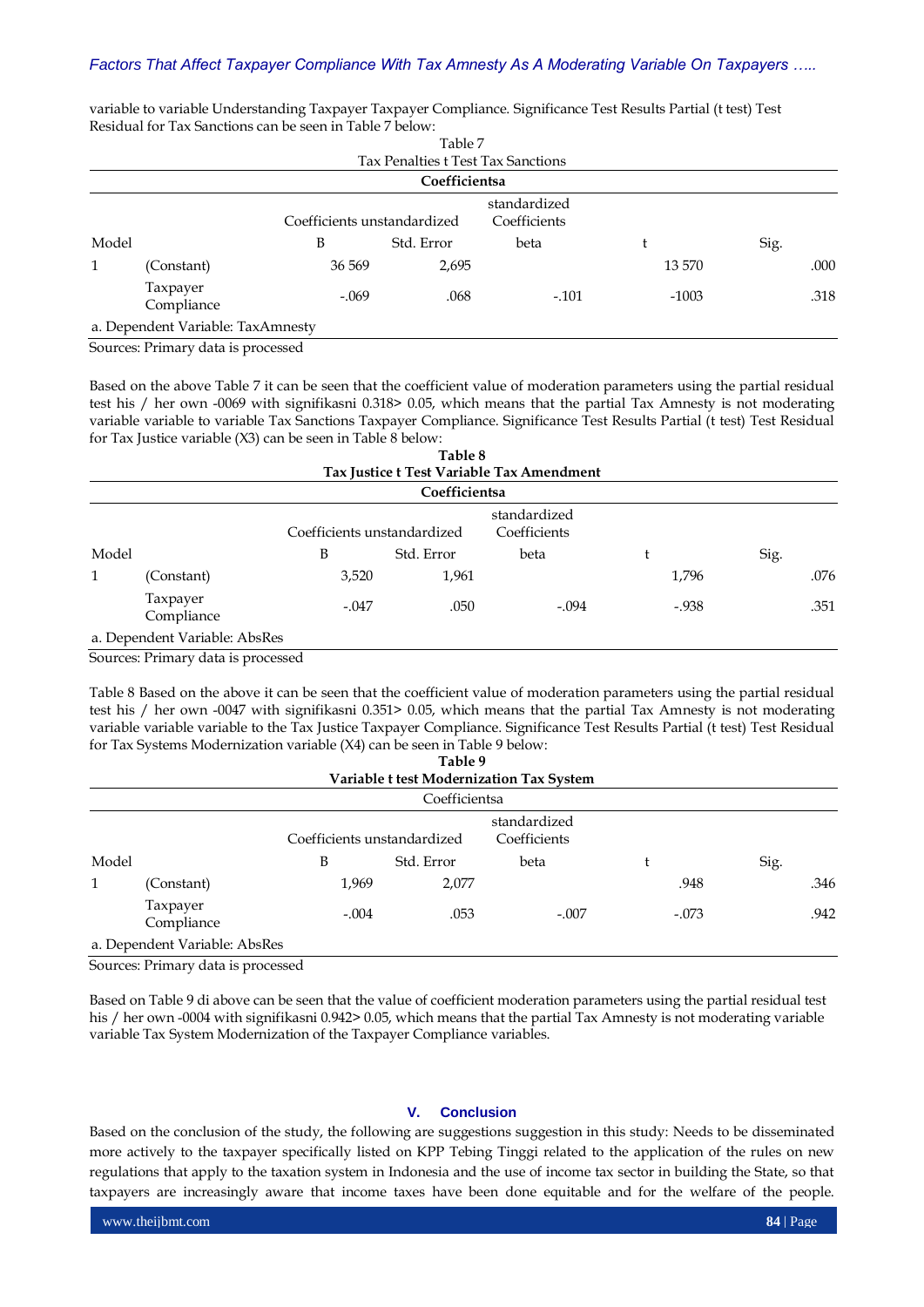variable to variable Understanding Taxpayer Taxpayer Compliance. Significance Test Results Partial (t test) Test Residual for Tax Sanctions can be seen in Table 7 below:

Table 7
Tax Penalties t Test Tax Sanctions

**Coefficientsa**

| Model | | Coefficients unstandardized | | standardized Coefficients | t | Sig. |
|---|---|---|---|---|---|---|
| | | B | Std. Error | beta | | |
| 1 | (Constant) | 36 569 | 2,695 | | 13 570 | .000 |
| | Taxpayer Compliance | -.069 | .068 | -.101 | -1003 | .318 |

a. Dependent Variable: TaxAmnesty

Sources: Primary data is processed

Based on the above Table 7 it can be seen that the coefficient value of moderation parameters using the partial residual test his / her own -0069 with signifikasni 0.318> 0.05, which means that the partial Tax Amnesty is not moderating variable variable to variable Tax Sanctions Taxpayer Compliance. Significance Test Results Partial (t test) Test Residual for Tax Justice variable (X3) can be seen in Table 8 below:

**Table 8**
**Tax Justice t Test Variable Tax Amendment**

**Coefficientsa**

| Model | | Coefficients unstandardized | | standardized Coefficients | t | Sig. |
|---|---|---|---|---|---|---|
| | | B | Std. Error | beta | | |
| 1 | (Constant) | 3,520 | 1,961 | | 1,796 | .076 |
| | Taxpayer Compliance | -.047 | .050 | -.094 | -.938 | .351 |

a. Dependent Variable: AbsRes

Sources: Primary data is processed

Table 8 Based on the above it can be seen that the coefficient value of moderation parameters using the partial residual test his / her own -0047 with signifikasni 0.351> 0.05, which means that the partial Tax Amnesty is not moderating variable variable variable to the Tax Justice Taxpayer Compliance. Significance Test Results Partial (t test) Test Residual for Tax Systems Modernization variable (X4) can be seen in Table 9 below:

**Table 9**
**Variable t test Modernization Tax System**

Coefficientsa

| Model | | Coefficients unstandardized | | standardized Coefficients | t | Sig. |
|---|---|---|---|---|---|---|
| | | B | Std. Error | beta | | |
| 1 | (Constant) | 1,969 | 2,077 | | .948 | .346 |
| | Taxpayer Compliance | -.004 | .053 | -.007 | -.073 | .942 |

a. Dependent Variable: AbsRes

Sources: Primary data is processed

Based on Table 9 di above can be seen that the value of coefficient moderation parameters using the partial residual test his / her own -0004 with signifikasni 0.942> 0.05, which means that the partial Tax Amnesty is not moderating variable variable Tax System Modernization of the Taxpayer Compliance variables.

## V. Conclusion

Based on the conclusion of the study, the following are suggestions suggestion in this study: Needs to be disseminated more actively to the taxpayer specifically listed on KPP Tebing Tinggi related to the application of the rules on new regulations that apply to the taxation system in Indonesia and the use of income tax sector in building the State, so that taxpayers are increasingly aware that income taxes have been done equitable and for the welfare of the people.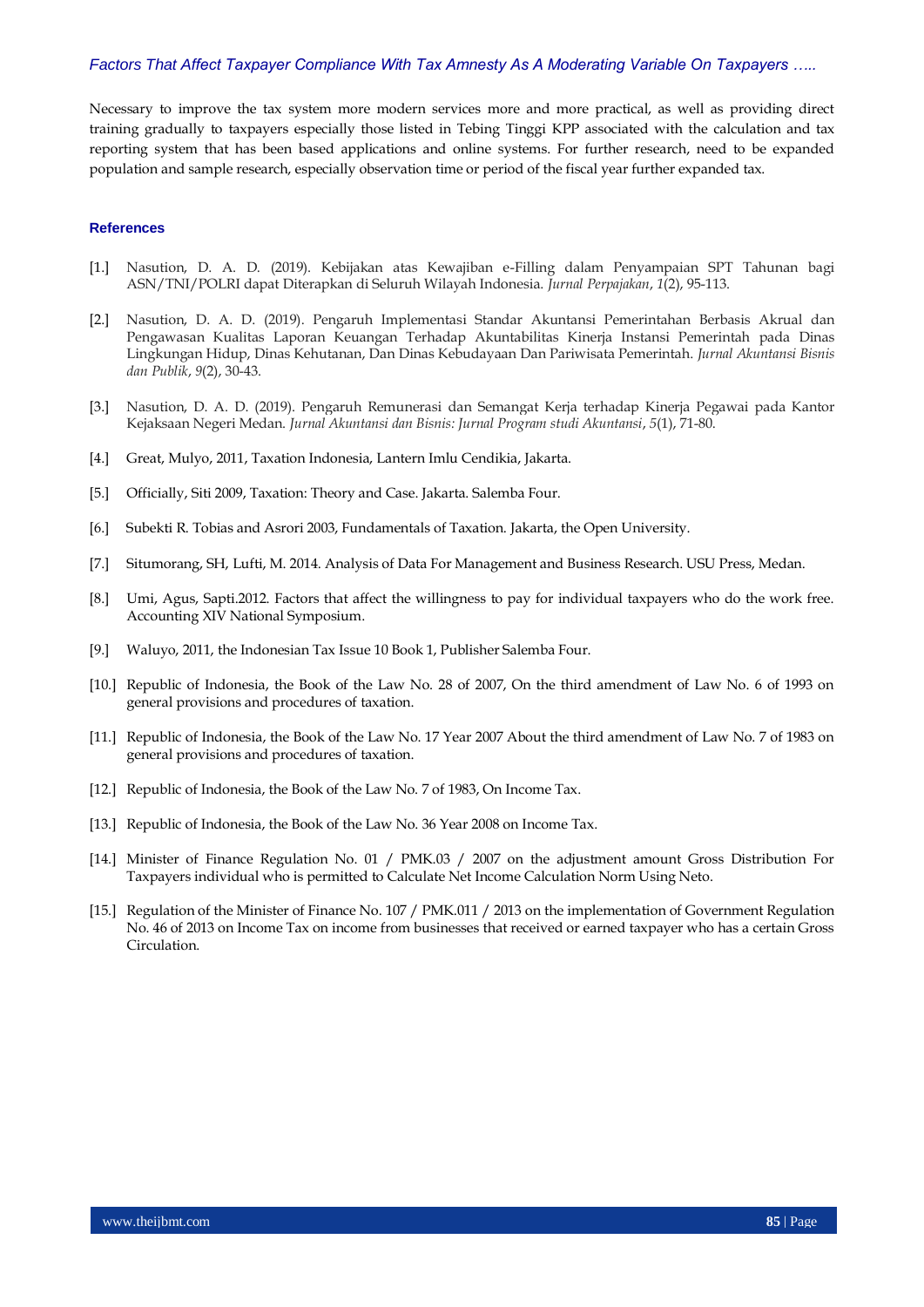Necessary to improve the tax system more modern services more and more practical, as well as providing direct training gradually to taxpayers especially those listed in Tebing Tinggi KPP associated with the calculation and tax reporting system that has been based applications and online systems. For further research, need to be expanded population and sample research, especially observation time or period of the fiscal year further expanded tax.

## References

[1.] Nasution, D. A. D. (2019). Kebijakan atas Kewajiban e-Filling dalam Penyampaian SPT Tahunan bagi ASN/TNI/POLRI dapat Diterapkan di Seluruh Wilayah Indonesia. *Jurnal Perpajakan*, *1*(2), 95-113.

[2.] Nasution, D. A. D. (2019). Pengaruh Implementasi Standar Akuntansi Pemerintahan Berbasis Akrual dan Pengawasan Kualitas Laporan Keuangan Terhadap Akuntabilitas Kinerja Instansi Pemerintah pada Dinas Lingkungan Hidup, Dinas Kehutanan, Dan Dinas Kebudayaan Dan Pariwisata Pemerintah. *Jurnal Akuntansi Bisnis dan Publik*, *9*(2), 30-43.

[3.] Nasution, D. A. D. (2019). Pengaruh Remunerasi dan Semangat Kerja terhadap Kinerja Pegawai pada Kantor Kejaksaan Negeri Medan. *Jurnal Akuntansi dan Bisnis: Jurnal Program studi Akuntansi*, *5*(1), 71-80.

[4.] Great, Mulyo, 2011, Taxation Indonesia, Lantern Imlu Cendikia, Jakarta.

[5.] Officially, Siti 2009, Taxation: Theory and Case. Jakarta. Salemba Four.

[6.] Subekti R. Tobias and Asrori 2003, Fundamentals of Taxation. Jakarta, the Open University.

[7.] Situmorang, SH, Lufti, M. 2014. Analysis of Data For Management and Business Research. USU Press, Medan.

[8.] Umi, Agus, Sapti.2012. Factors that affect the willingness to pay for individual taxpayers who do the work free. Accounting XIV National Symposium.

[9.] Waluyo, 2011, the Indonesian Tax Issue 10 Book 1, Publisher Salemba Four.

[10.] Republic of Indonesia, the Book of the Law No. 28 of 2007, On the third amendment of Law No. 6 of 1993 on general provisions and procedures of taxation.

[11.] Republic of Indonesia, the Book of the Law No. 17 Year 2007 About the third amendment of Law No. 7 of 1983 on general provisions and procedures of taxation.

[12.] Republic of Indonesia, the Book of the Law No. 7 of 1983, On Income Tax.

[13.] Republic of Indonesia, the Book of the Law No. 36 Year 2008 on Income Tax.

[14.] Minister of Finance Regulation No. 01 / PMK.03 / 2007 on the adjustment amount Gross Distribution For Taxpayers individual who is permitted to Calculate Net Income Calculation Norm Using Neto.

[15.] Regulation of the Minister of Finance No. 107 / PMK.011 / 2013 on the implementation of Government Regulation No. 46 of 2013 on Income Tax on income from businesses that received or earned taxpayer who has a certain Gross Circulation.